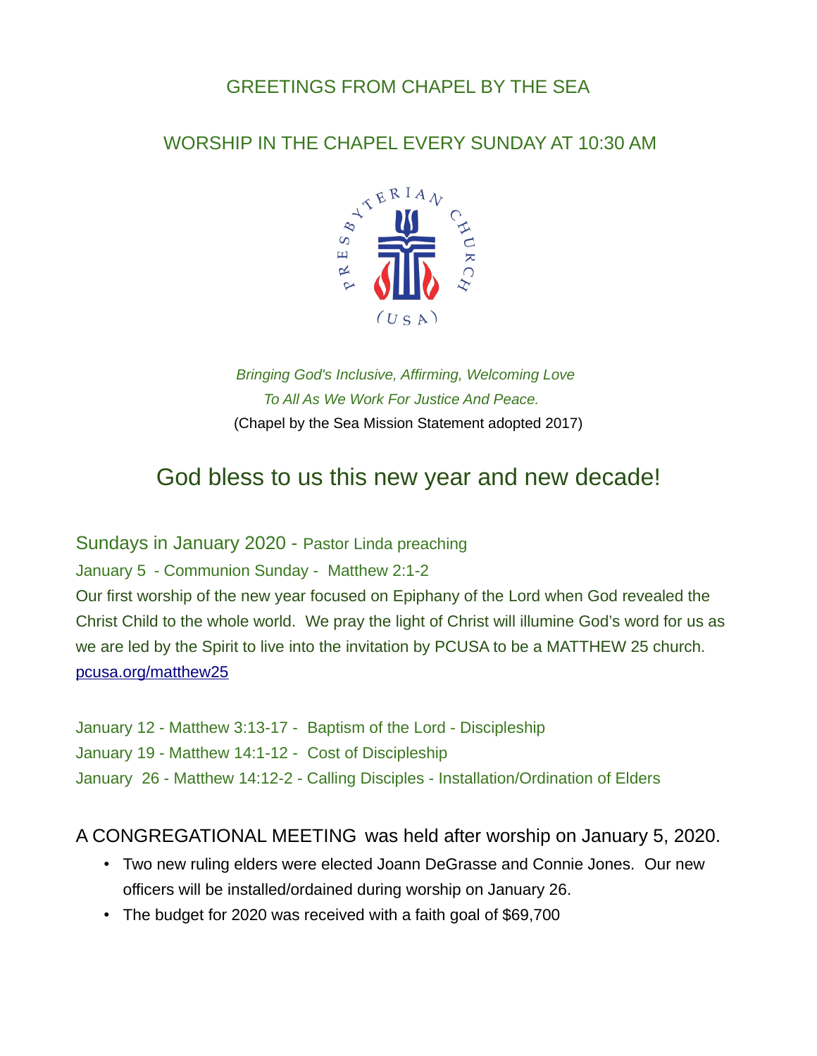## GREETINGS FROM CHAPEL BY THE SEA

## WORSHIP IN THE CHAPEL EVERY SUNDAY AT 10:30 AM

PRESBYTERIAN CHURCH (USA)

*Bringing God's Inclusive, Affirming, Welcoming Love*
*To All As We Work For Justice And Peace.*
(Chapel by the Sea Mission Statement adopted 2017)

# God bless to us this new year and new decade!

### Sundays in January 2020 - Pastor Linda preaching

January 5 - Communion Sunday - Matthew 2:1-2

Our first worship of the new year focused on Epiphany of the Lord when God revealed the Christ Child to the whole world. We pray the light of Christ will illumine God's word for us as we are led by the Spirit to live into the invitation by PCUSA to be a MATTHEW 25 church. [pcusa.org/matthew25](pcusa.org/matthew25)

January 12 - Matthew 3:13-17 - Baptism of the Lord - Discipleship
January 19 - Matthew 14:1-12 - Cost of Discipleship
January 26 - Matthew 14:12-2 - Calling Disciples - Installation/Ordination of Elders

### A CONGREGATIONAL MEETING was held after worship on January 5, 2020.

- Two new ruling elders were elected Joann DeGrasse and Connie Jones. Our new officers will be installed/ordained during worship on January 26.
- The budget for 2020 was received with a faith goal of $69,700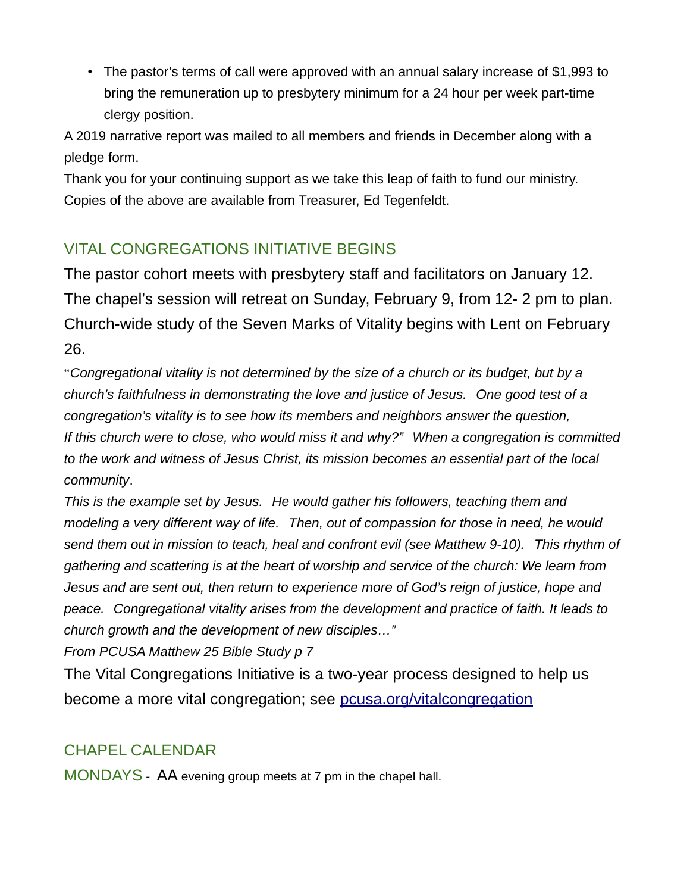- The pastor's terms of call were approved with an annual salary increase of $1,993 to bring the remuneration up to presbytery minimum for a 24 hour per week part-time clergy position.

A 2019 narrative report was mailed to all members and friends in December along with a pledge form.

Thank you for your continuing support as we take this leap of faith to fund our ministry. Copies of the above are available from Treasurer, Ed Tegenfeldt.

## VITAL CONGREGATIONS INITIATIVE BEGINS

The pastor cohort meets with presbytery staff and facilitators on January 12. The chapel's session will retreat on Sunday, February 9, from 12- 2 pm to plan. Church-wide study of the Seven Marks of Vitality begins with Lent on February 26.

"*Congregational vitality is not determined by the size of a church or its budget, but by a church's faithfulness in demonstrating the love and justice of Jesus. One good test of a congregation's vitality is to see how its members and neighbors answer the question, If this church were to close, who would miss it and why?" When a congregation is committed to the work and witness of Jesus Christ, its mission becomes an essential part of the local community*.

*This is the example set by Jesus. He would gather his followers, teaching them and modeling a very different way of life. Then, out of compassion for those in need, he would send them out in mission to teach, heal and confront evil (see Matthew 9-10). This rhythm of gathering and scattering is at the heart of worship and service of the church: We learn from Jesus and are sent out, then return to experience more of God's reign of justice, hope and peace. Congregational vitality arises from the development and practice of faith. It leads to church growth and the development of new disciples…"*

*From PCUSA Matthew 25 Bible Study p 7*

The Vital Congregations Initiative is a two-year process designed to help us become a more vital congregation; see [pcusa.org/vitalcongregation](pcusa.org/vitalcongregation)

## CHAPEL CALENDAR

MONDAYS - AA evening group meets at 7 pm in the chapel hall.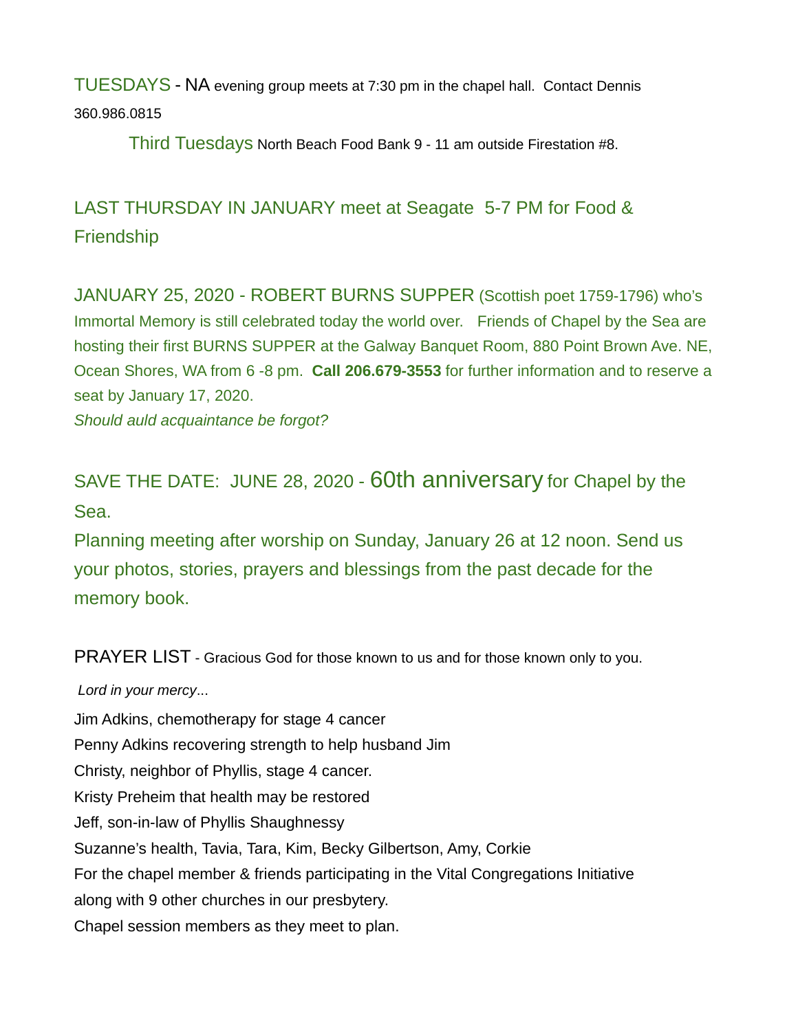TUESDAYS - NA evening group meets at 7:30 pm in the chapel hall. Contact Dennis 360.986.0815

Third Tuesdays North Beach Food Bank 9 - 11 am outside Firestation #8.

LAST THURSDAY IN JANUARY meet at Seagate 5-7 PM for Food & Friendship

JANUARY 25, 2020 - ROBERT BURNS SUPPER (Scottish poet 1759-1796) who's Immortal Memory is still celebrated today the world over. Friends of Chapel by the Sea are hosting their first BURNS SUPPER at the Galway Banquet Room, 880 Point Brown Ave. NE, Ocean Shores, WA from 6 -8 pm. **Call 206.679-3553** for further information and to reserve a seat by January 17, 2020.
*Should auld acquaintance be forgot?*

SAVE THE DATE: JUNE 28, 2020 - 60th anniversary for Chapel by the Sea.
Planning meeting after worship on Sunday, January 26 at 12 noon. Send us your photos, stories, prayers and blessings from the past decade for the memory book.

PRAYER LIST - Gracious God for those known to us and for those known only to you.

*Lord in your mercy...*

Jim Adkins, chemotherapy for stage 4 cancer
Penny Adkins recovering strength to help husband Jim
Christy, neighbor of Phyllis, stage 4 cancer.
Kristy Preheim that health may be restored
Jeff, son-in-law of Phyllis Shaughnessy
Suzanne's health, Tavia, Tara, Kim, Becky Gilbertson, Amy, Corkie
For the chapel member & friends participating in the Vital Congregations Initiative along with 9 other churches in our presbytery.
Chapel session members as they meet to plan.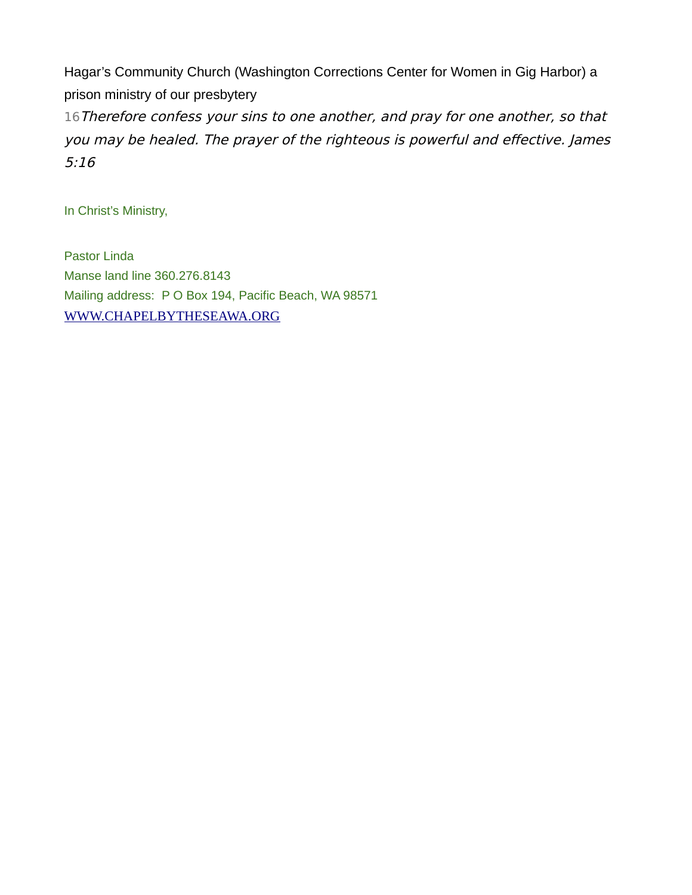Hagar's Community Church (Washington Corrections Center for Women in Gig Harbor) a prison ministry of our presbytery

16 *Therefore confess your sins to one another, and pray for one another, so that you may be healed. The prayer of the righteous is powerful and effective. James 5:16*

In Christ's Ministry,

Pastor Linda
Manse land line 360.276.8143
Mailing address: P O Box 194, Pacific Beach, WA 98571
WWW.CHAPELBYTHESEAWA.ORG